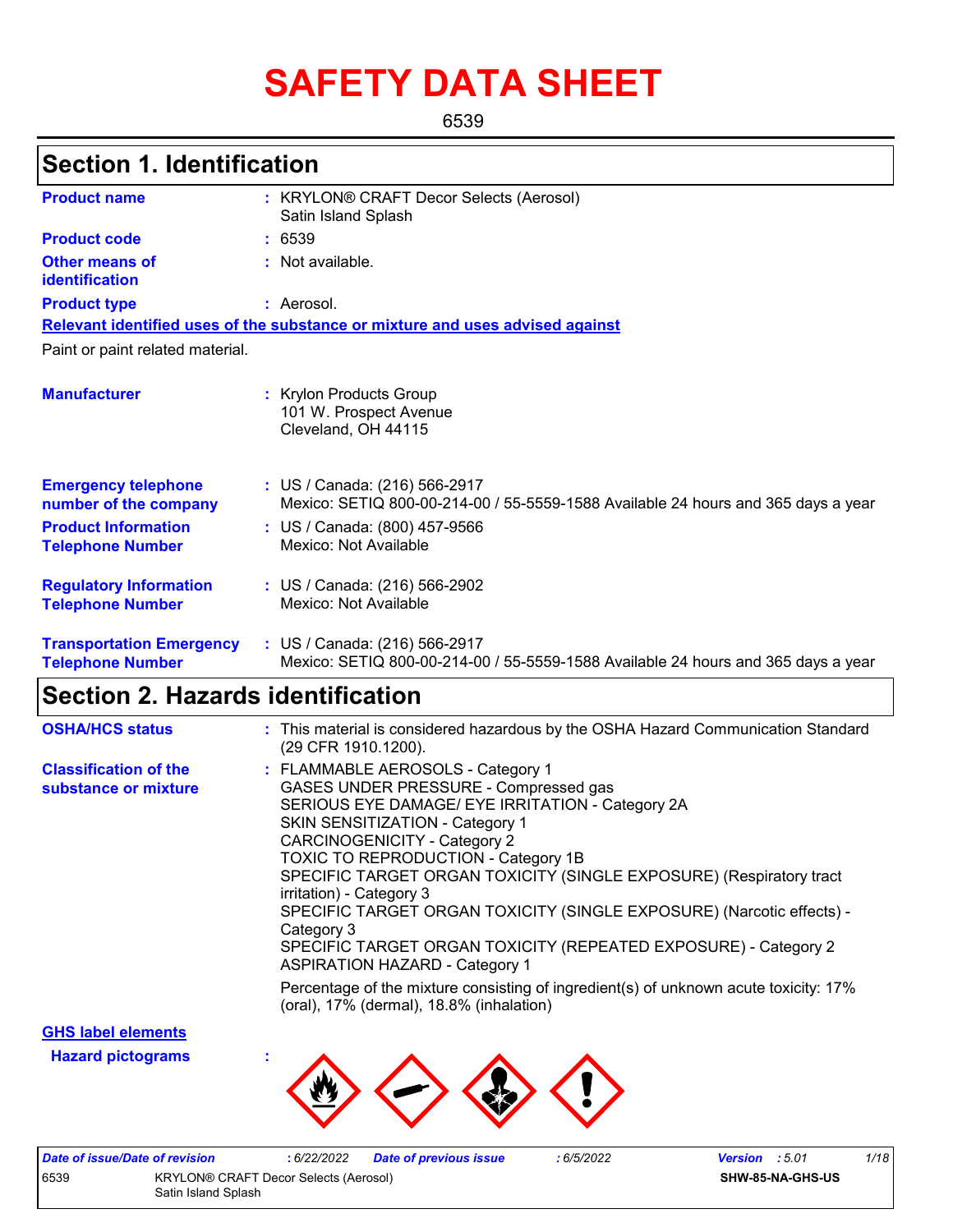# SAFETY DATA SHEET

6539

## Section 1. Identification

**Product name** : KRYLON® CRAFT Decor Selects (Aerosol) Satin Island Splash

**Product code** : 6539

**Other means of identification** : Not available.

**Product type** : Aerosol.

**Relevant identified uses of the substance or mixture and uses advised against**

Paint or paint related material.

**Manufacturer** : Krylon Products Group
101 W. Prospect Avenue
Cleveland, OH 44115

**Emergency telephone number of the company** : US / Canada: (216) 566-2917
Mexico: SETIQ 800-00-214-00 / 55-5559-1588 Available 24 hours and 365 days a year

**Product Information Telephone Number** : US / Canada: (800) 457-9566
Mexico: Not Available

**Regulatory Information Telephone Number** : US / Canada: (216) 566-2902
Mexico: Not Available

**Transportation Emergency Telephone Number** : US / Canada: (216) 566-2917
Mexico: SETIQ 800-00-214-00 / 55-5559-1588 Available 24 hours and 365 days a year

## Section 2. Hazards identification

**OSHA/HCS status** : This material is considered hazardous by the OSHA Hazard Communication Standard (29 CFR 1910.1200).

**Classification of the substance or mixture** : FLAMMABLE AEROSOLS - Category 1
GASES UNDER PRESSURE - Compressed gas
SERIOUS EYE DAMAGE/ EYE IRRITATION - Category 2A
SKIN SENSITIZATION - Category 1
CARCINOGENICITY - Category 2
TOXIC TO REPRODUCTION - Category 1B
SPECIFIC TARGET ORGAN TOXICITY (SINGLE EXPOSURE) (Respiratory tract irritation) - Category 3
SPECIFIC TARGET ORGAN TOXICITY (SINGLE EXPOSURE) (Narcotic effects) - Category 3
SPECIFIC TARGET ORGAN TOXICITY (REPEATED EXPOSURE) - Category 2
ASPIRATION HAZARD - Category 1

Percentage of the mixture consisting of ingredient(s) of unknown acute toxicity: 17% (oral), 17% (dermal), 18.8% (inhalation)

**GHS label elements**

**Hazard pictograms** :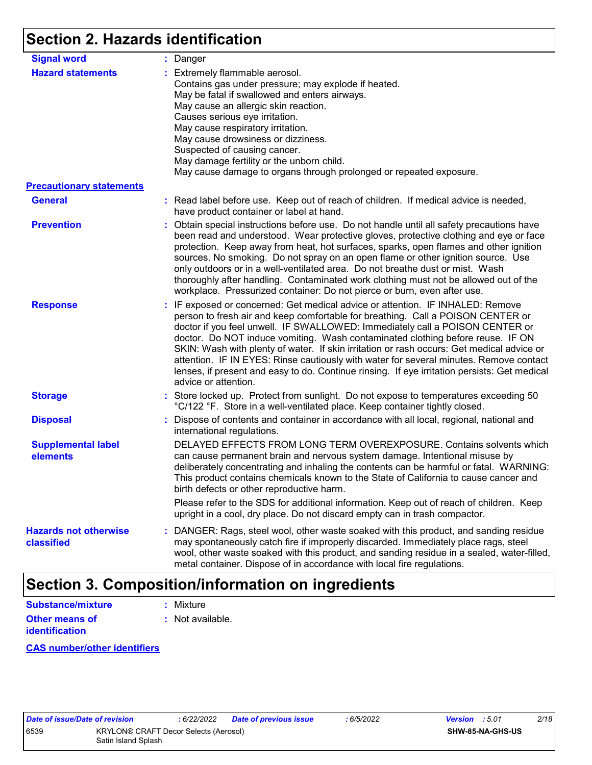## Section 2. Hazards identification

**Signal word** : Danger

**Hazard statements** : Extremely flammable aerosol.
Contains gas under pressure; may explode if heated.
May be fatal if swallowed and enters airways.
May cause an allergic skin reaction.
Causes serious eye irritation.
May cause respiratory irritation.
May cause drowsiness or dizziness.
Suspected of causing cancer.
May damage fertility or the unborn child.
May cause damage to organs through prolonged or repeated exposure.

**Precautionary statements**

**General** : Read label before use. Keep out of reach of children. If medical advice is needed, have product container or label at hand.

**Prevention** : Obtain special instructions before use. Do not handle until all safety precautions have been read and understood. Wear protective gloves, protective clothing and eye or face protection. Keep away from heat, hot surfaces, sparks, open flames and other ignition sources. No smoking. Do not spray on an open flame or other ignition source. Use only outdoors or in a well-ventilated area. Do not breathe dust or mist. Wash thoroughly after handling. Contaminated work clothing must not be allowed out of the workplace. Pressurized container: Do not pierce or burn, even after use.

**Response** : IF exposed or concerned: Get medical advice or attention. IF INHALED: Remove person to fresh air and keep comfortable for breathing. Call a POISON CENTER or doctor if you feel unwell. IF SWALLOWED: Immediately call a POISON CENTER or doctor. Do NOT induce vomiting. Wash contaminated clothing before reuse. IF ON SKIN: Wash with plenty of water. If skin irritation or rash occurs: Get medical advice or attention. IF IN EYES: Rinse cautiously with water for several minutes. Remove contact lenses, if present and easy to do. Continue rinsing. If eye irritation persists: Get medical advice or attention.

**Storage** : Store locked up. Protect from sunlight. Do not expose to temperatures exceeding 50 °C/122 °F. Store in a well-ventilated place. Keep container tightly closed.

**Disposal** : Dispose of contents and container in accordance with all local, regional, national and international regulations.

**Supplemental label elements** DELAYED EFFECTS FROM LONG TERM OVEREXPOSURE. Contains solvents which can cause permanent brain and nervous system damage. Intentional misuse by deliberately concentrating and inhaling the contents can be harmful or fatal. WARNING: This product contains chemicals known to the State of California to cause cancer and birth defects or other reproductive harm.

Please refer to the SDS for additional information. Keep out of reach of children. Keep upright in a cool, dry place. Do not discard empty can in trash compactor.

**Hazards not otherwise classified** : DANGER: Rags, steel wool, other waste soaked with this product, and sanding residue may spontaneously catch fire if improperly discarded. Immediately place rags, steel wool, other waste soaked with this product, and sanding residue in a sealed, water-filled, metal container. Dispose of in accordance with local fire regulations.

## Section 3. Composition/information on ingredients

**Substance/mixture** : Mixture

**Other means of identification** : Not available.

**CAS number/other identifiers**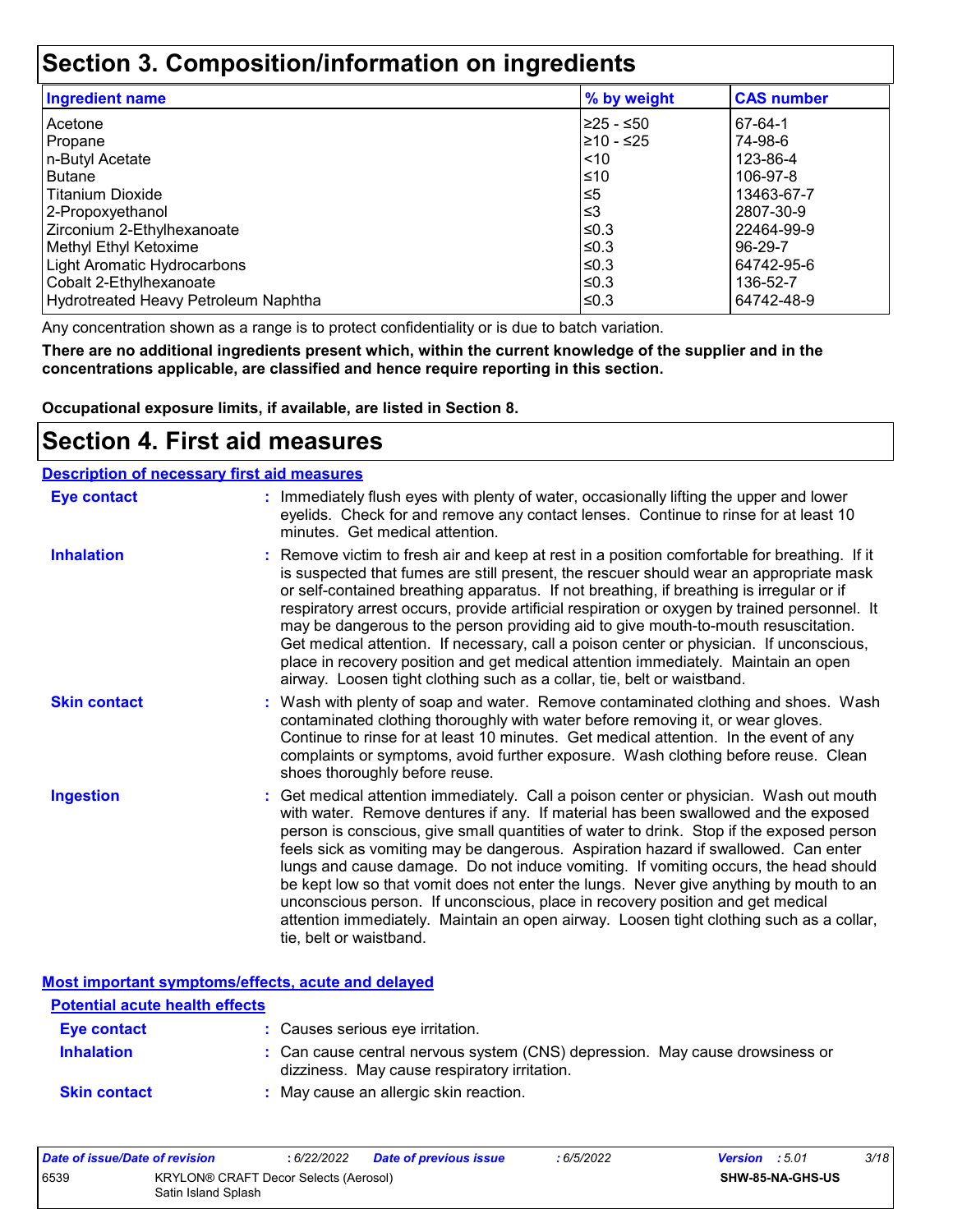# Section 3. Composition/information on ingredients

| Ingredient name | % by weight | CAS number |
| --- | --- | --- |
| Acetone | ≥25 - ≤50 | 67-64-1 |
| Propane | ≥10 - ≤25 | 74-98-6 |
| n-Butyl Acetate | <10 | 123-86-4 |
| Butane | ≤10 | 106-97-8 |
| Titanium Dioxide | ≤5 | 13463-67-7 |
| 2-Propoxyethanol | ≤3 | 2807-30-9 |
| Zirconium 2-Ethylhexanoate | ≤0.3 | 22464-99-9 |
| Methyl Ethyl Ketoxime | ≤0.3 | 96-29-7 |
| Light Aromatic Hydrocarbons | ≤0.3 | 64742-95-6 |
| Cobalt 2-Ethylhexanoate | ≤0.3 | 136-52-7 |
| Hydrotreated Heavy Petroleum Naphtha | ≤0.3 | 64742-48-9 |

Any concentration shown as a range is to protect confidentiality or is due to batch variation.

**There are no additional ingredients present which, within the current knowledge of the supplier and in the concentrations applicable, are classified and hence require reporting in this section.**

**Occupational exposure limits, if available, are listed in Section 8.**

# Section 4. First aid measures

## Description of necessary first aid measures

**Eye contact** : Immediately flush eyes with plenty of water, occasionally lifting the upper and lower eyelids. Check for and remove any contact lenses. Continue to rinse for at least 10 minutes. Get medical attention.

**Inhalation** : Remove victim to fresh air and keep at rest in a position comfortable for breathing. If it is suspected that fumes are still present, the rescuer should wear an appropriate mask or self-contained breathing apparatus. If not breathing, if breathing is irregular or if respiratory arrest occurs, provide artificial respiration or oxygen by trained personnel. It may be dangerous to the person providing aid to give mouth-to-mouth resuscitation. Get medical attention. If necessary, call a poison center or physician. If unconscious, place in recovery position and get medical attention immediately. Maintain an open airway. Loosen tight clothing such as a collar, tie, belt or waistband.

**Skin contact** : Wash with plenty of soap and water. Remove contaminated clothing and shoes. Wash contaminated clothing thoroughly with water before removing it, or wear gloves. Continue to rinse for at least 10 minutes. Get medical attention. In the event of any complaints or symptoms, avoid further exposure. Wash clothing before reuse. Clean shoes thoroughly before reuse.

**Ingestion** : Get medical attention immediately. Call a poison center or physician. Wash out mouth with water. Remove dentures if any. If material has been swallowed and the exposed person is conscious, give small quantities of water to drink. Stop if the exposed person feels sick as vomiting may be dangerous. Aspiration hazard if swallowed. Can enter lungs and cause damage. Do not induce vomiting. If vomiting occurs, the head should be kept low so that vomit does not enter the lungs. Never give anything by mouth to an unconscious person. If unconscious, place in recovery position and get medical attention immediately. Maintain an open airway. Loosen tight clothing such as a collar, tie, belt or waistband.

## Most important symptoms/effects, acute and delayed

### Potential acute health effects

**Eye contact** : Causes serious eye irritation.

**Inhalation** : Can cause central nervous system (CNS) depression. May cause drowsiness or dizziness. May cause respiratory irritation.

**Skin contact** : May cause an allergic skin reaction.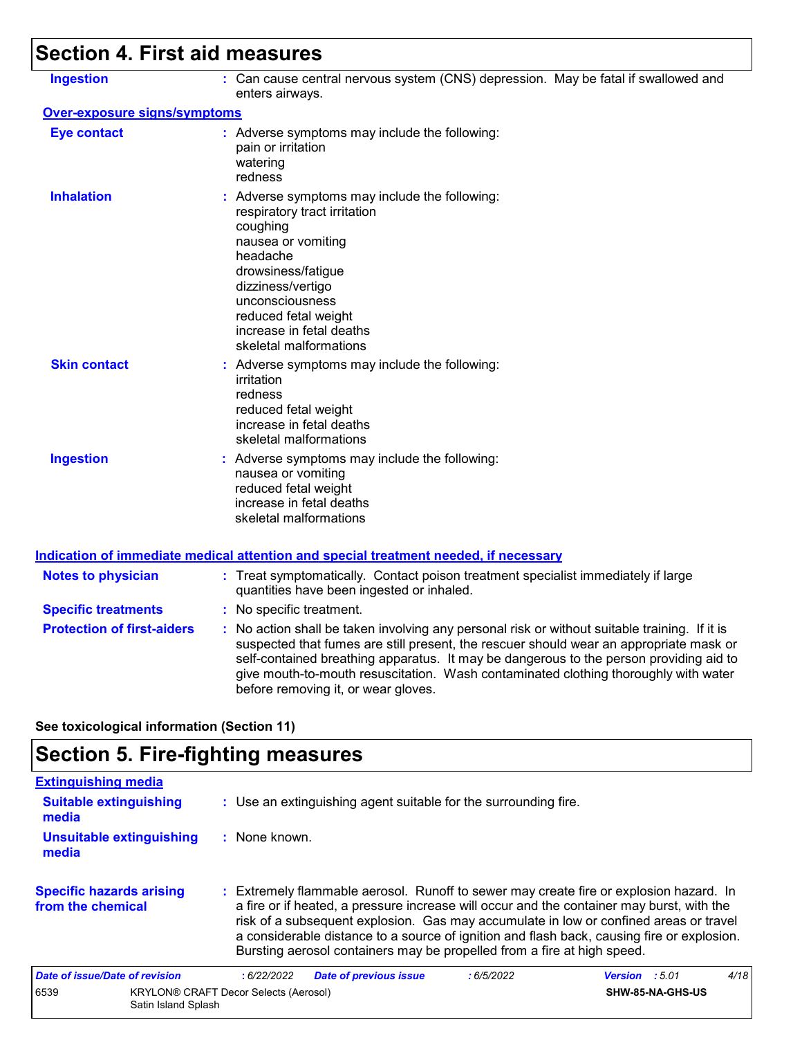## Section 4. First aid measures

| | |
|---|---|
| **Ingestion** | : Can cause central nervous system (CNS) depression. May be fatal if swallowed and enters airways. |

**Over-exposure signs/symptoms**

| | |
|---|---|
| **Eye contact** | : Adverse symptoms may include the following:<br>pain or irritation<br>watering<br>redness |
| **Inhalation** | : Adverse symptoms may include the following:<br>respiratory tract irritation<br>coughing<br>nausea or vomiting<br>headache<br>drowsiness/fatigue<br>dizziness/vertigo<br>unconsciousness<br>reduced fetal weight<br>increase in fetal deaths<br>skeletal malformations |
| **Skin contact** | : Adverse symptoms may include the following:<br>irritation<br>redness<br>reduced fetal weight<br>increase in fetal deaths<br>skeletal malformations |
| **Ingestion** | : Adverse symptoms may include the following:<br>nausea or vomiting<br>reduced fetal weight<br>increase in fetal deaths<br>skeletal malformations |

**Indication of immediate medical attention and special treatment needed, if necessary**

| | |
|---|---|
| **Notes to physician** | : Treat symptomatically. Contact poison treatment specialist immediately if large quantities have been ingested or inhaled. |
| **Specific treatments** | : No specific treatment. |
| **Protection of first-aiders** | : No action shall be taken involving any personal risk or without suitable training. If it is suspected that fumes are still present, the rescuer should wear an appropriate mask or self-contained breathing apparatus. It may be dangerous to the person providing aid to give mouth-to-mouth resuscitation. Wash contaminated clothing thoroughly with water before removing it, or wear gloves. |

**See toxicological information (Section 11)**

## Section 5. Fire-fighting measures

**Extinguishing media**

| | |
|---|---|
| **Suitable extinguishing media** | : Use an extinguishing agent suitable for the surrounding fire. |
| **Unsuitable extinguishing media** | : None known. |
| **Specific hazards arising from the chemical** | : Extremely flammable aerosol. Runoff to sewer may create fire or explosion hazard. In a fire or if heated, a pressure increase will occur and the container may burst, with the risk of a subsequent explosion. Gas may accumulate in low or confined areas or travel a considerable distance to a source of ignition and flash back, causing fire or explosion. Bursting aerosol containers may be propelled from a fire at high speed. |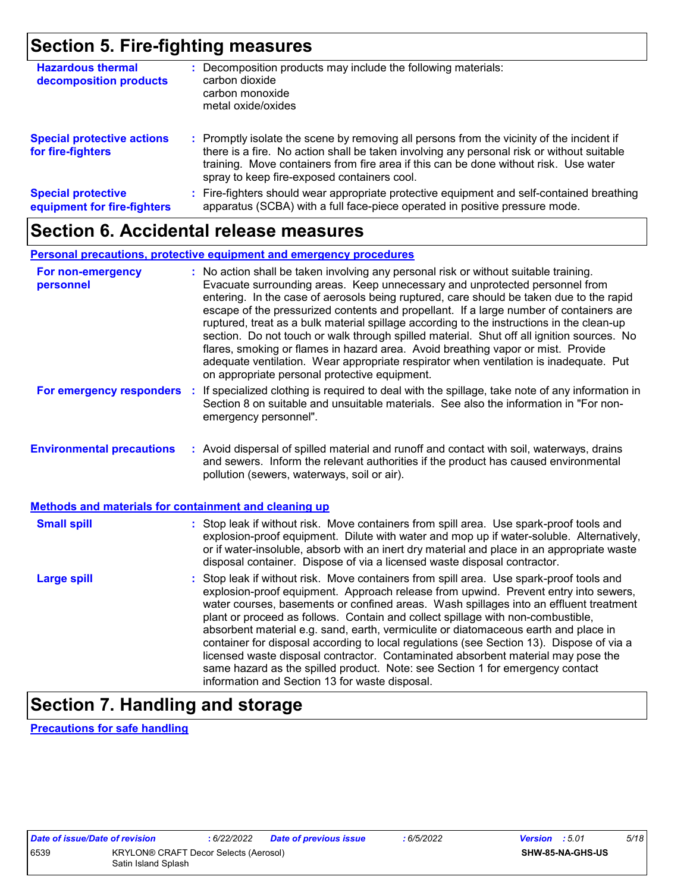## Section 5. Fire-fighting measures

**Hazardous thermal decomposition products** : Decomposition products may include the following materials:
carbon dioxide
carbon monoxide
metal oxide/oxides

**Special protective actions for fire-fighters** : Promptly isolate the scene by removing all persons from the vicinity of the incident if there is a fire. No action shall be taken involving any personal risk or without suitable training. Move containers from fire area if this can be done without risk. Use water spray to keep fire-exposed containers cool.

**Special protective equipment for fire-fighters** : Fire-fighters should wear appropriate protective equipment and self-contained breathing apparatus (SCBA) with a full face-piece operated in positive pressure mode.

## Section 6. Accidental release measures

### Personal precautions, protective equipment and emergency procedures

**For non-emergency personnel** : No action shall be taken involving any personal risk or without suitable training. Evacuate surrounding areas. Keep unnecessary and unprotected personnel from entering. In the case of aerosols being ruptured, care should be taken due to the rapid escape of the pressurized contents and propellant. If a large number of containers are ruptured, treat as a bulk material spillage according to the instructions in the clean-up section. Do not touch or walk through spilled material. Shut off all ignition sources. No flares, smoking or flames in hazard area. Avoid breathing vapor or mist. Provide adequate ventilation. Wear appropriate respirator when ventilation is inadequate. Put on appropriate personal protective equipment.

**For emergency responders** : If specialized clothing is required to deal with the spillage, take note of any information in Section 8 on suitable and unsuitable materials. See also the information in "For non-emergency personnel".

**Environmental precautions** : Avoid dispersal of spilled material and runoff and contact with soil, waterways, drains and sewers. Inform the relevant authorities if the product has caused environmental pollution (sewers, waterways, soil or air).

### Methods and materials for containment and cleaning up

**Small spill** : Stop leak if without risk. Move containers from spill area. Use spark-proof tools and explosion-proof equipment. Dilute with water and mop up if water-soluble. Alternatively, or if water-insoluble, absorb with an inert dry material and place in an appropriate waste disposal container. Dispose of via a licensed waste disposal contractor.

**Large spill** : Stop leak if without risk. Move containers from spill area. Use spark-proof tools and explosion-proof equipment. Approach release from upwind. Prevent entry into sewers, water courses, basements or confined areas. Wash spillages into an effluent treatment plant or proceed as follows. Contain and collect spillage with non-combustible, absorbent material e.g. sand, earth, vermiculite or diatomaceous earth and place in container for disposal according to local regulations (see Section 13). Dispose of via a licensed waste disposal contractor. Contaminated absorbent material may pose the same hazard as the spilled product. Note: see Section 1 for emergency contact information and Section 13 for waste disposal.

## Section 7. Handling and storage

### Precautions for safe handling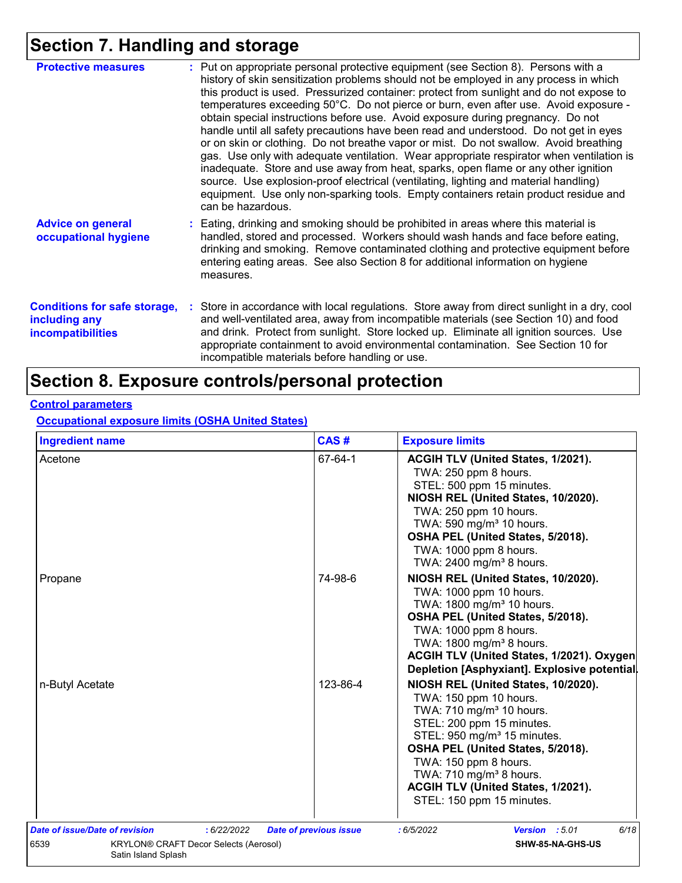## Section 7. Handling and storage

**Protective measures** : Put on appropriate personal protective equipment (see Section 8). Persons with a history of skin sensitization problems should not be employed in any process in which this product is used. Pressurized container: protect from sunlight and do not expose to temperatures exceeding 50°C. Do not pierce or burn, even after use. Avoid exposure - obtain special instructions before use. Avoid exposure during pregnancy. Do not handle until all safety precautions have been read and understood. Do not get in eyes or on skin or clothing. Do not breathe vapor or mist. Do not swallow. Avoid breathing gas. Use only with adequate ventilation. Wear appropriate respirator when ventilation is inadequate. Store and use away from heat, sparks, open flame or any other ignition source. Use explosion-proof electrical (ventilating, lighting and material handling) equipment. Use only non-sparking tools. Empty containers retain product residue and can be hazardous.

**Advice on general occupational hygiene** : Eating, drinking and smoking should be prohibited in areas where this material is handled, stored and processed. Workers should wash hands and face before eating, drinking and smoking. Remove contaminated clothing and protective equipment before entering eating areas. See also Section 8 for additional information on hygiene measures.

**Conditions for safe storage, including any incompatibilities** : Store in accordance with local regulations. Store away from direct sunlight in a dry, cool and well-ventilated area, away from incompatible materials (see Section 10) and food and drink. Protect from sunlight. Store locked up. Eliminate all ignition sources. Use appropriate containment to avoid environmental contamination. See Section 10 for incompatible materials before handling or use.

## Section 8. Exposure controls/personal protection

**Control parameters**

**Occupational exposure limits (OSHA United States)**

| Ingredient name | CAS # | Exposure limits |
|---|---|---|
| Acetone | 67-64-1 | **ACGIH TLV (United States, 1/2021).**<br>TWA: 250 ppm 8 hours.<br>STEL: 500 ppm 15 minutes.<br>**NIOSH REL (United States, 10/2020).**<br>TWA: 250 ppm 10 hours.<br>TWA: 590 mg/m³ 10 hours.<br>**OSHA PEL (United States, 5/2018).**<br>TWA: 1000 ppm 8 hours.<br>TWA: 2400 mg/m³ 8 hours. |
| Propane | 74-98-6 | **NIOSH REL (United States, 10/2020).**<br>TWA: 1000 ppm 10 hours.<br>TWA: 1800 mg/m³ 10 hours.<br>**OSHA PEL (United States, 5/2018).**<br>TWA: 1000 ppm 8 hours.<br>TWA: 1800 mg/m³ 8 hours.<br>**ACGIH TLV (United States, 1/2021). Oxygen Depletion [Asphyxiant]. Explosive potential.** |
| n-Butyl Acetate | 123-86-4 | **NIOSH REL (United States, 10/2020).**<br>TWA: 150 ppm 10 hours.<br>TWA: 710 mg/m³ 10 hours.<br>STEL: 200 ppm 15 minutes.<br>STEL: 950 mg/m³ 15 minutes.<br>**OSHA PEL (United States, 5/2018).**<br>TWA: 150 ppm 8 hours.<br>TWA: 710 mg/m³ 8 hours.<br>**ACGIH TLV (United States, 1/2021).**<br>STEL: 150 ppm 15 minutes. |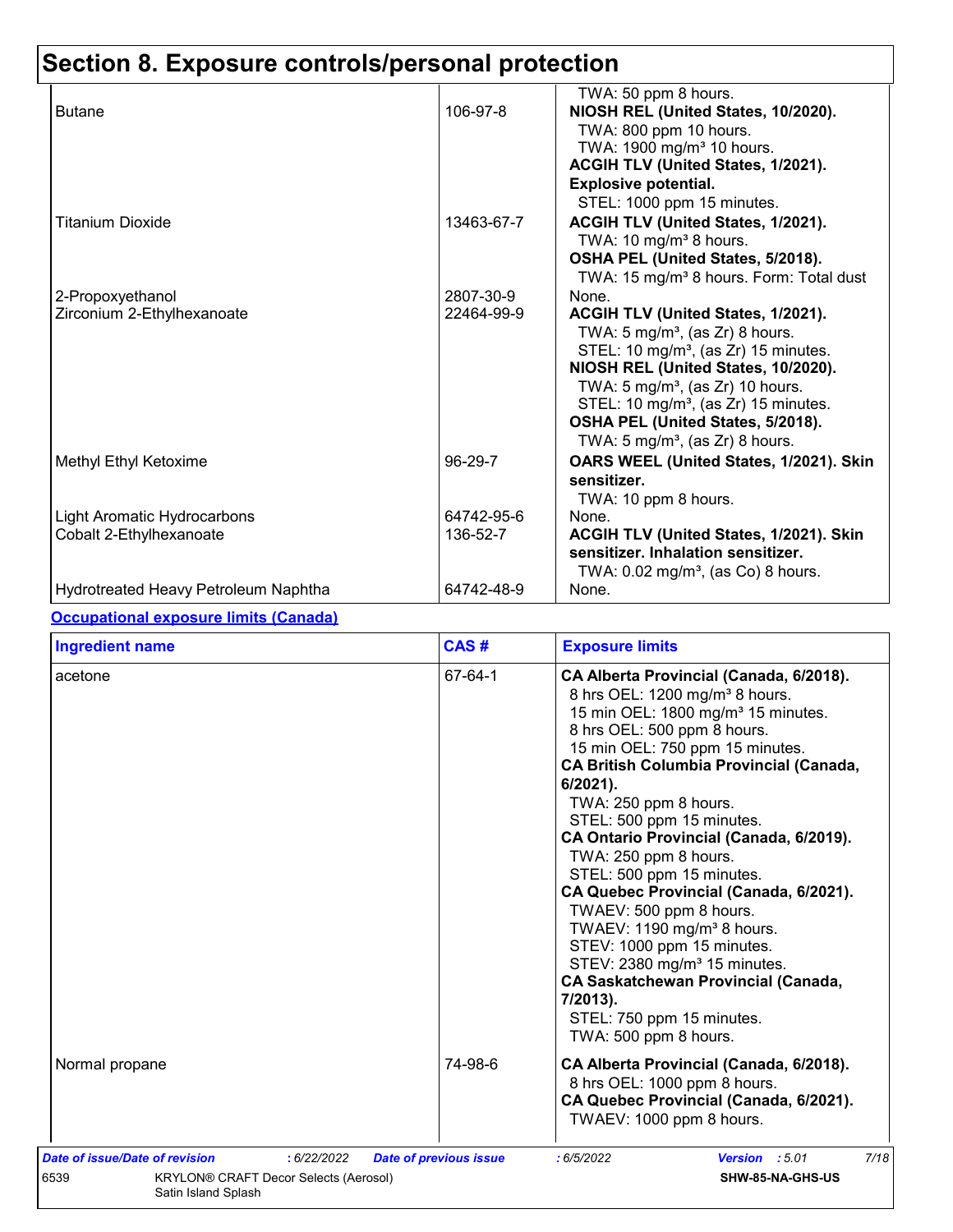# Section 8. Exposure controls/personal protection

| | | |
|---|---|---|
| | | TWA: 50 ppm 8 hours. |
| Butane | 106-97-8 | **NIOSH REL (United States, 10/2020).**<br>TWA: 800 ppm 10 hours.<br>TWA: 1900 mg/m³ 10 hours.<br>**ACGIH TLV (United States, 1/2021).**<br>**Explosive potential.**<br>STEL: 1000 ppm 15 minutes. |
| Titanium Dioxide | 13463-67-7 | **ACGIH TLV (United States, 1/2021).**<br>TWA: 10 mg/m³ 8 hours.<br>**OSHA PEL (United States, 5/2018).**<br>TWA: 15 mg/m³ 8 hours. Form: Total dust |
| 2-Propoxyethanol | 2807-30-9 | None. |
| Zirconium 2-Ethylhexanoate | 22464-99-9 | **ACGIH TLV (United States, 1/2021).**<br>TWA: 5 mg/m³, (as Zr) 8 hours.<br>STEL: 10 mg/m³, (as Zr) 15 minutes.<br>**NIOSH REL (United States, 10/2020).**<br>TWA: 5 mg/m³, (as Zr) 10 hours.<br>STEL: 10 mg/m³, (as Zr) 15 minutes.<br>**OSHA PEL (United States, 5/2018).**<br>TWA: 5 mg/m³, (as Zr) 8 hours. |
| Methyl Ethyl Ketoxime | 96-29-7 | **OARS WEEL (United States, 1/2021). Skin sensitizer.**<br>TWA: 10 ppm 8 hours. |
| Light Aromatic Hydrocarbons | 64742-95-6 | None. |
| Cobalt 2-Ethylhexanoate | 136-52-7 | **ACGIH TLV (United States, 1/2021). Skin sensitizer. Inhalation sensitizer.**<br>TWA: 0.02 mg/m³, (as Co) 8 hours. |
| Hydrotreated Heavy Petroleum Naphtha | 64742-48-9 | None. |

**Occupational exposure limits (Canada)**

| Ingredient name | CAS # | Exposure limits |
|---|---|---|
| acetone | 67-64-1 | **CA Alberta Provincial (Canada, 6/2018).**<br>8 hrs OEL: 1200 mg/m³ 8 hours.<br>15 min OEL: 1800 mg/m³ 15 minutes.<br>8 hrs OEL: 500 ppm 8 hours.<br>15 min OEL: 750 ppm 15 minutes.<br>**CA British Columbia Provincial (Canada, 6/2021).**<br>TWA: 250 ppm 8 hours.<br>STEL: 500 ppm 15 minutes.<br>**CA Ontario Provincial (Canada, 6/2019).**<br>TWA: 250 ppm 8 hours.<br>STEL: 500 ppm 15 minutes.<br>**CA Quebec Provincial (Canada, 6/2021).**<br>TWAEV: 500 ppm 8 hours.<br>TWAEV: 1190 mg/m³ 8 hours.<br>STEV: 1000 ppm 15 minutes.<br>STEV: 2380 mg/m³ 15 minutes.<br>**CA Saskatchewan Provincial (Canada, 7/2013).**<br>STEL: 750 ppm 15 minutes.<br>TWA: 500 ppm 8 hours. |
| Normal propane | 74-98-6 | **CA Alberta Provincial (Canada, 6/2018).**<br>8 hrs OEL: 1000 ppm 8 hours.<br>**CA Quebec Provincial (Canada, 6/2021).**<br>TWAEV: 1000 ppm 8 hours. |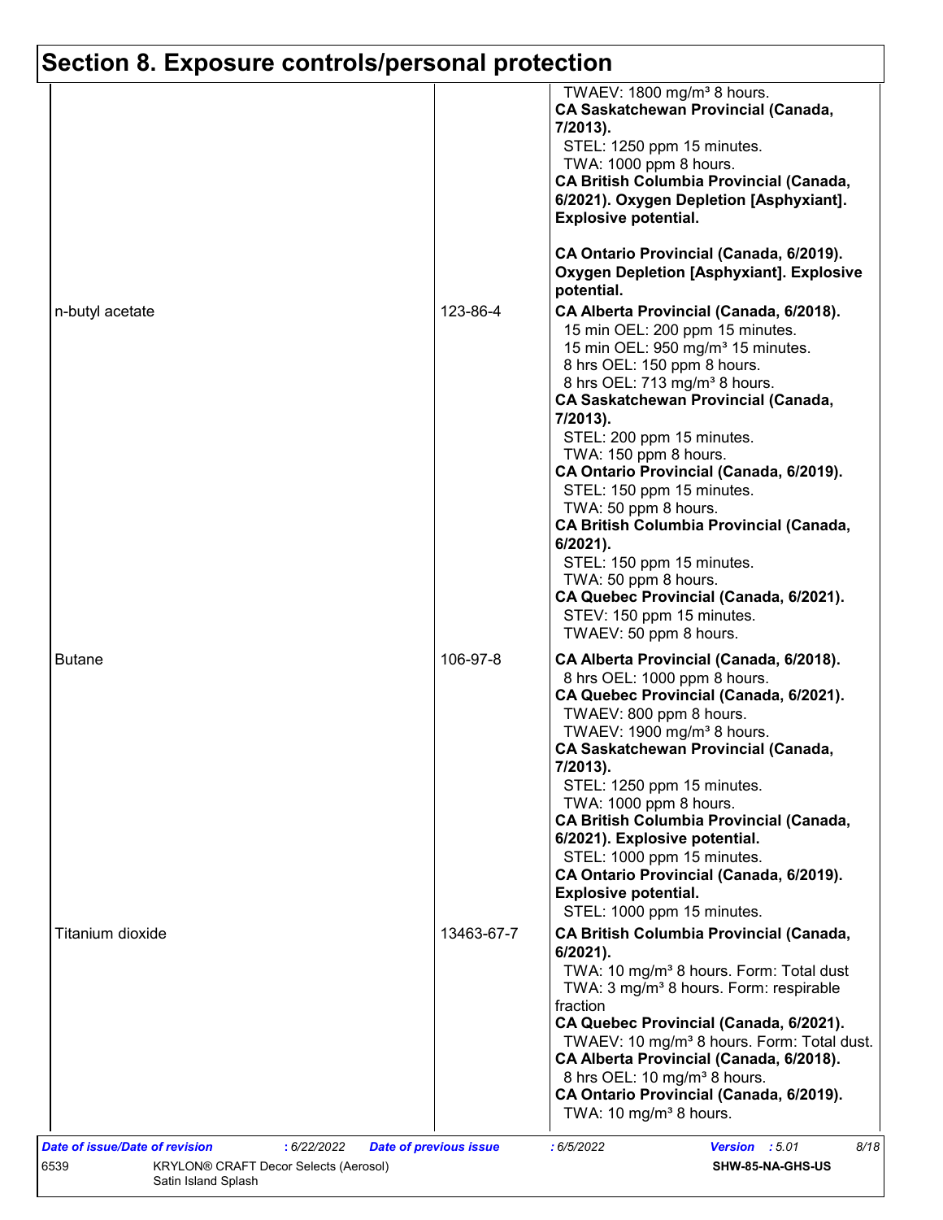# Section 8. Exposure controls/personal protection

| | | |
|---|---|---|
| | | TWAEV: 1800 mg/m³ 8 hours.<br>**CA Saskatchewan Provincial (Canada, 7/2013).**<br>STEL: 1250 ppm 15 minutes.<br>TWA: 1000 ppm 8 hours.<br>**CA British Columbia Provincial (Canada, 6/2021). Oxygen Depletion [Asphyxiant]. Explosive potential.**<br><br>**CA Ontario Provincial (Canada, 6/2019). Oxygen Depletion [Asphyxiant]. Explosive potential.** |
| n-butyl acetate | 123-86-4 | **CA Alberta Provincial (Canada, 6/2018).**<br>15 min OEL: 200 ppm 15 minutes.<br>15 min OEL: 950 mg/m³ 15 minutes.<br>8 hrs OEL: 150 ppm 8 hours.<br>8 hrs OEL: 713 mg/m³ 8 hours.<br>**CA Saskatchewan Provincial (Canada, 7/2013).**<br>STEL: 200 ppm 15 minutes.<br>TWA: 150 ppm 8 hours.<br>**CA Ontario Provincial (Canada, 6/2019).**<br>STEL: 150 ppm 15 minutes.<br>TWA: 50 ppm 8 hours.<br>**CA British Columbia Provincial (Canada, 6/2021).**<br>STEL: 150 ppm 15 minutes.<br>TWA: 50 ppm 8 hours.<br>**CA Quebec Provincial (Canada, 6/2021).**<br>STEV: 150 ppm 15 minutes.<br>TWAEV: 50 ppm 8 hours. |
| Butane | 106-97-8 | **CA Alberta Provincial (Canada, 6/2018).**<br>8 hrs OEL: 1000 ppm 8 hours.<br>**CA Quebec Provincial (Canada, 6/2021).**<br>TWAEV: 800 ppm 8 hours.<br>TWAEV: 1900 mg/m³ 8 hours.<br>**CA Saskatchewan Provincial (Canada, 7/2013).**<br>STEL: 1250 ppm 15 minutes.<br>TWA: 1000 ppm 8 hours.<br>**CA British Columbia Provincial (Canada, 6/2021). Explosive potential.**<br>STEL: 1000 ppm 15 minutes.<br>**CA Ontario Provincial (Canada, 6/2019). Explosive potential.**<br>STEL: 1000 ppm 15 minutes. |
| Titanium dioxide | 13463-67-7 | **CA British Columbia Provincial (Canada, 6/2021).**<br>TWA: 10 mg/m³ 8 hours. Form: Total dust<br>TWA: 3 mg/m³ 8 hours. Form: respirable fraction<br>**CA Quebec Provincial (Canada, 6/2021).**<br>TWAEV: 10 mg/m³ 8 hours. Form: Total dust.<br>**CA Alberta Provincial (Canada, 6/2018).**<br>8 hrs OEL: 10 mg/m³ 8 hours.<br>**CA Ontario Provincial (Canada, 6/2019).**<br>TWA: 10 mg/m³ 8 hours. |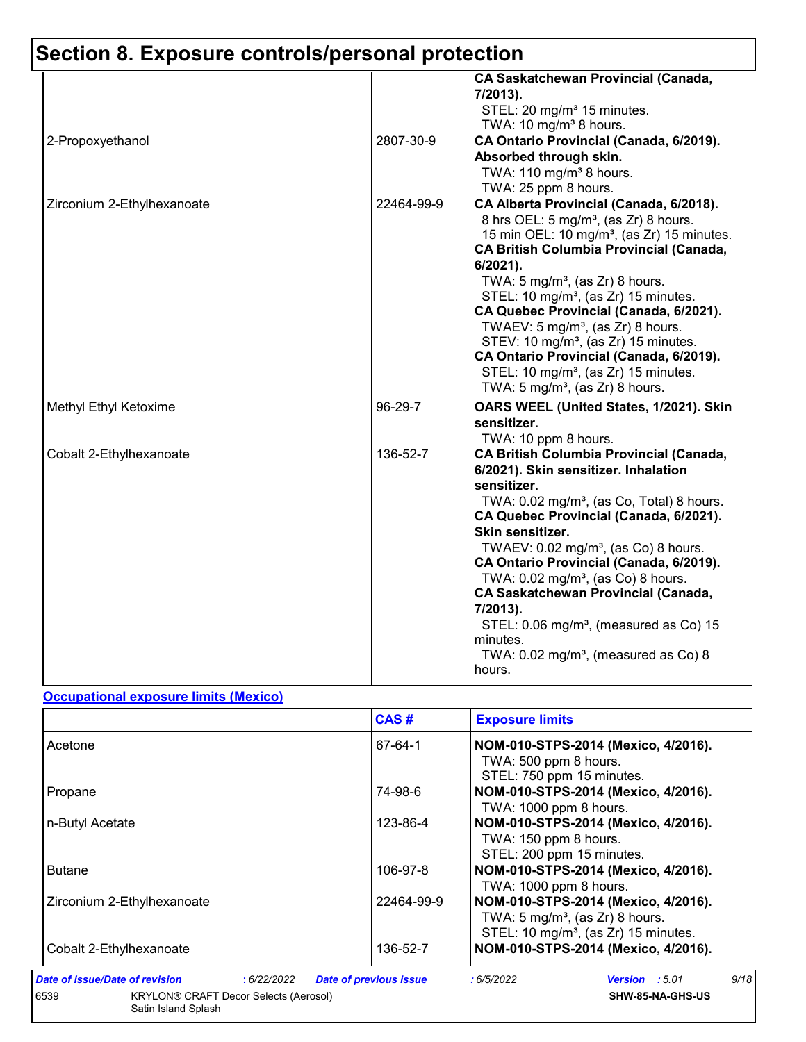# Section 8. Exposure controls/personal protection

| | | |
|---|---|---|
| | | **CA Saskatchewan Provincial (Canada, 7/2013).**<br>STEL: 20 mg/m³ 15 minutes.<br>TWA: 10 mg/m³ 8 hours. |
| 2-Propoxyethanol | 2807-30-9 | **CA Ontario Provincial (Canada, 6/2019). Absorbed through skin.**<br>TWA: 110 mg/m³ 8 hours.<br>TWA: 25 ppm 8 hours. |
| Zirconium 2-Ethylhexanoate | 22464-99-9 | **CA Alberta Provincial (Canada, 6/2018).**<br>8 hrs OEL: 5 mg/m³, (as Zr) 8 hours.<br>15 min OEL: 10 mg/m³, (as Zr) 15 minutes.<br>**CA British Columbia Provincial (Canada, 6/2021).**<br>TWA: 5 mg/m³, (as Zr) 8 hours.<br>STEL: 10 mg/m³, (as Zr) 15 minutes.<br>**CA Quebec Provincial (Canada, 6/2021).**<br>TWAEV: 5 mg/m³, (as Zr) 8 hours.<br>STEV: 10 mg/m³, (as Zr) 15 minutes.<br>**CA Ontario Provincial (Canada, 6/2019).**<br>STEL: 10 mg/m³, (as Zr) 15 minutes.<br>TWA: 5 mg/m³, (as Zr) 8 hours. |
| Methyl Ethyl Ketoxime | 96-29-7 | **OARS WEEL (United States, 1/2021). Skin sensitizer.**<br>TWA: 10 ppm 8 hours. |
| Cobalt 2-Ethylhexanoate | 136-52-7 | **CA British Columbia Provincial (Canada, 6/2021). Skin sensitizer. Inhalation sensitizer.**<br>TWA: 0.02 mg/m³, (as Co, Total) 8 hours.<br>**CA Quebec Provincial (Canada, 6/2021). Skin sensitizer.**<br>TWAEV: 0.02 mg/m³, (as Co) 8 hours.<br>**CA Ontario Provincial (Canada, 6/2019).**<br>TWA: 0.02 mg/m³, (as Co) 8 hours.<br>**CA Saskatchewan Provincial (Canada, 7/2013).**<br>STEL: 0.06 mg/m³, (measured as Co) 15 minutes.<br>TWA: 0.02 mg/m³, (measured as Co) 8 hours. |

**Occupational exposure limits (Mexico)**

| | CAS # | Exposure limits |
|---|---|---|
| Acetone | 67-64-1 | **NOM-010-STPS-2014 (Mexico, 4/2016).**<br>TWA: 500 ppm 8 hours.<br>STEL: 750 ppm 15 minutes. |
| Propane | 74-98-6 | **NOM-010-STPS-2014 (Mexico, 4/2016).**<br>TWA: 1000 ppm 8 hours. |
| n-Butyl Acetate | 123-86-4 | **NOM-010-STPS-2014 (Mexico, 4/2016).**<br>TWA: 150 ppm 8 hours.<br>STEL: 200 ppm 15 minutes. |
| Butane | 106-97-8 | **NOM-010-STPS-2014 (Mexico, 4/2016).**<br>TWA: 1000 ppm 8 hours. |
| Zirconium 2-Ethylhexanoate | 22464-99-9 | **NOM-010-STPS-2014 (Mexico, 4/2016).**<br>TWA: 5 mg/m³, (as Zr) 8 hours.<br>STEL: 10 mg/m³, (as Zr) 15 minutes. |
| Cobalt 2-Ethylhexanoate | 136-52-7 | **NOM-010-STPS-2014 (Mexico, 4/2016).** |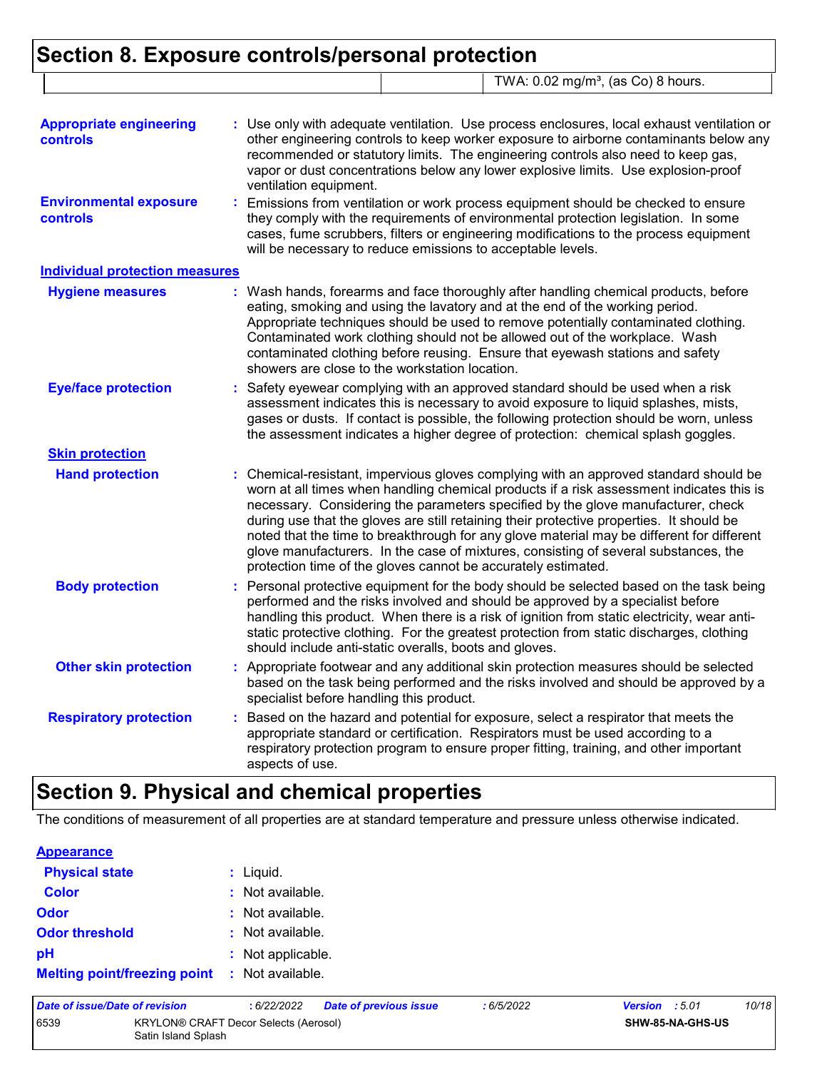# Section 8. Exposure controls/personal protection

| | | |
|---|---|---|
| | | TWA: 0.02 mg/m³, (as Co) 8 hours. |

**Appropriate engineering controls** : Use only with adequate ventilation. Use process enclosures, local exhaust ventilation or other engineering controls to keep worker exposure to airborne contaminants below any recommended or statutory limits. The engineering controls also need to keep gas, vapor or dust concentrations below any lower explosive limits. Use explosion-proof ventilation equipment.

**Environmental exposure controls** : Emissions from ventilation or work process equipment should be checked to ensure they comply with the requirements of environmental protection legislation. In some cases, fume scrubbers, filters or engineering modifications to the process equipment will be necessary to reduce emissions to acceptable levels.

## Individual protection measures

**Hygiene measures** : Wash hands, forearms and face thoroughly after handling chemical products, before eating, smoking and using the lavatory and at the end of the working period. Appropriate techniques should be used to remove potentially contaminated clothing. Contaminated work clothing should not be allowed out of the workplace. Wash contaminated clothing before reusing. Ensure that eyewash stations and safety showers are close to the workstation location.

**Eye/face protection** : Safety eyewear complying with an approved standard should be used when a risk assessment indicates this is necessary to avoid exposure to liquid splashes, mists, gases or dusts. If contact is possible, the following protection should be worn, unless the assessment indicates a higher degree of protection: chemical splash goggles.

### Skin protection

**Hand protection** : Chemical-resistant, impervious gloves complying with an approved standard should be worn at all times when handling chemical products if a risk assessment indicates this is necessary. Considering the parameters specified by the glove manufacturer, check during use that the gloves are still retaining their protective properties. It should be noted that the time to breakthrough for any glove material may be different for different glove manufacturers. In the case of mixtures, consisting of several substances, the protection time of the gloves cannot be accurately estimated.

**Body protection** : Personal protective equipment for the body should be selected based on the task being performed and the risks involved and should be approved by a specialist before handling this product. When there is a risk of ignition from static electricity, wear anti-static protective clothing. For the greatest protection from static discharges, clothing should include anti-static overalls, boots and gloves.

**Other skin protection** : Appropriate footwear and any additional skin protection measures should be selected based on the task being performed and the risks involved and should be approved by a specialist before handling this product.

**Respiratory protection** : Based on the hazard and potential for exposure, select a respirator that meets the appropriate standard or certification. Respirators must be used according to a respiratory protection program to ensure proper fitting, training, and other important aspects of use.

# Section 9. Physical and chemical properties

The conditions of measurement of all properties are at standard temperature and pressure unless otherwise indicated.

## Appearance

**Physical state** : Liquid.

**Color** : Not available.

**Odor** : Not available.

**Odor threshold** : Not available.

**pH** : Not applicable.

**Melting point/freezing point** : Not available.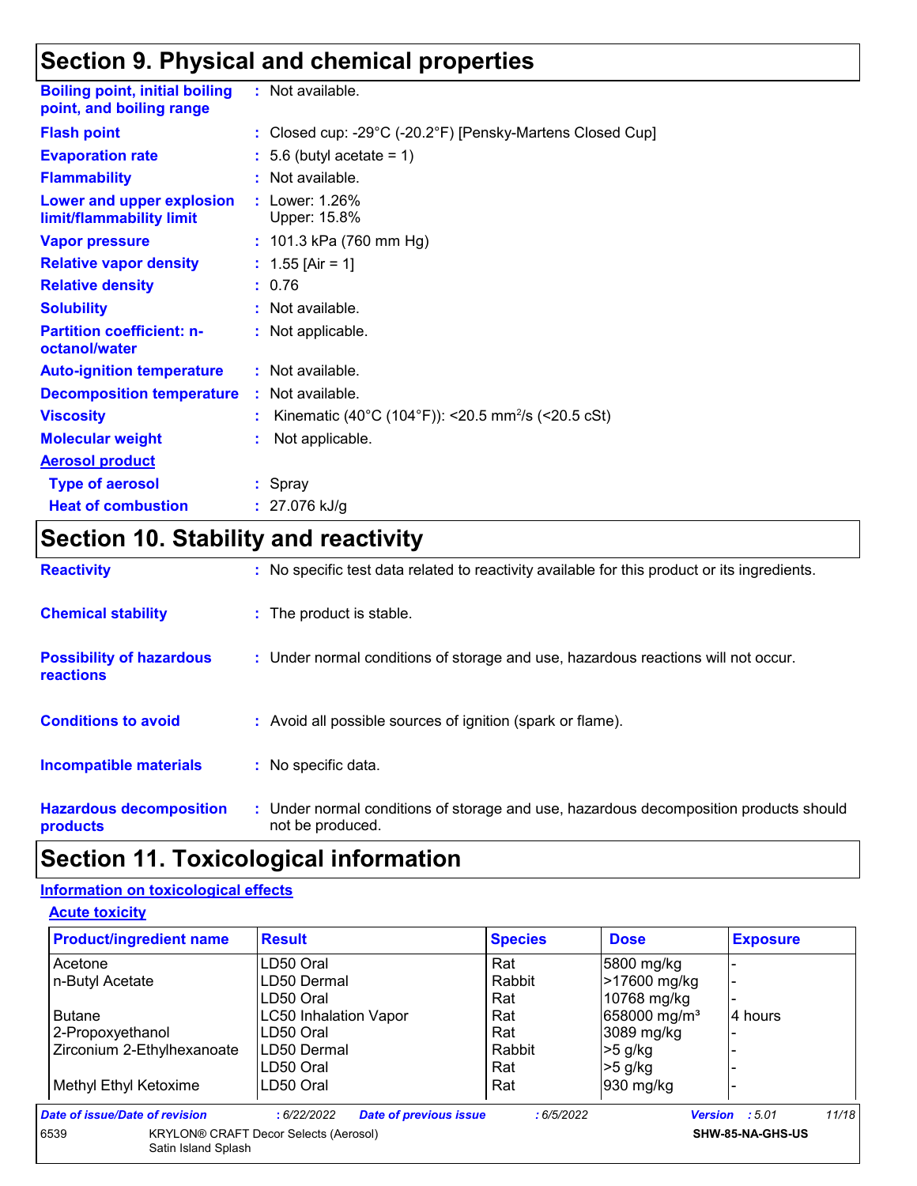## Section 9. Physical and chemical properties

**Boiling point, initial boiling point, and boiling range** : Not available.

**Flash point** : Closed cup: -29°C (-20.2°F) [Pensky-Martens Closed Cup]

**Evaporation rate** : 5.6 (butyl acetate = 1)

**Flammability** : Not available.

**Lower and upper explosion limit/flammability limit** : Lower: 1.26%
Upper: 15.8%

**Vapor pressure** : 101.3 kPa (760 mm Hg)

**Relative vapor density** : 1.55 [Air = 1]

**Relative density** : 0.76

**Solubility** : Not available.

**Partition coefficient: n-octanol/water** : Not applicable.

**Auto-ignition temperature** : Not available.

**Decomposition temperature** : Not available.

**Viscosity** : Kinematic (40°C (104°F)): <20.5 $mm^2/s$ (<20.5 cSt)

**Molecular weight** : Not applicable.

**Aerosol product**

**Type of aerosol** : Spray

**Heat of combustion** : 27.076 kJ/g

## Section 10. Stability and reactivity

**Reactivity** : No specific test data related to reactivity available for this product or its ingredients.

**Chemical stability** : The product is stable.

**Possibility of hazardous reactions** : Under normal conditions of storage and use, hazardous reactions will not occur.

**Conditions to avoid** : Avoid all possible sources of ignition (spark or flame).

**Incompatible materials** : No specific data.

**Hazardous decomposition products** : Under normal conditions of storage and use, hazardous decomposition products should not be produced.

## Section 11. Toxicological information

**Information on toxicological effects**

**Acute toxicity**

| Product/ingredient name | Result | Species | Dose | Exposure |
|---|---|---|---|---|
| Acetone | LD50 Oral | Rat | 5800 mg/kg | - |
| n-Butyl Acetate | LD50 Dermal | Rabbit | >17600 mg/kg | - |
| | LD50 Oral | Rat | 10768 mg/kg | - |
| Butane | LC50 Inhalation Vapor | Rat | 658000 $mg/m^3$ | 4 hours |
| 2-Propoxyethanol | LD50 Oral | Rat | 3089 mg/kg | - |
| Zirconium 2-Ethylhexanoate | LD50 Dermal | Rabbit | >5 g/kg | - |
| | LD50 Oral | Rat | >5 g/kg | - |
| Methyl Ethyl Ketoxime | LD50 Oral | Rat | 930 mg/kg | - |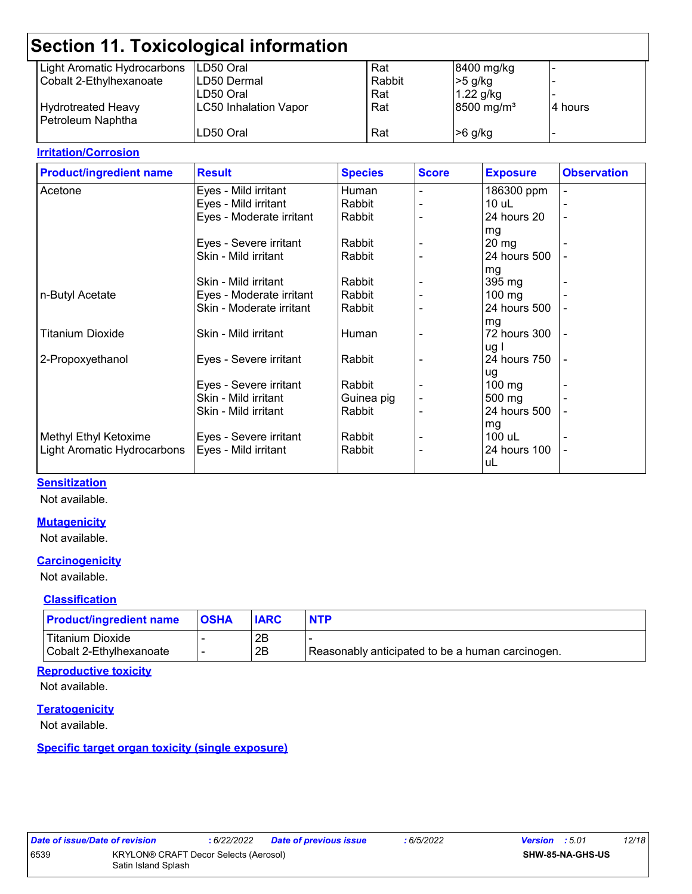## Section 11. Toxicological information

| | | | | |
|---|---|---|---|---|
| Light Aromatic Hydrocarbons | LD50 Oral | Rat | 8400 mg/kg | - |
| Cobalt 2-Ethylhexanoate | LD50 Dermal | Rabbit | >5 g/kg | - |
| | LD50 Oral | Rat | 1.22 g/kg | - |
| Hydrotreated Heavy Petroleum Naphtha | LC50 Inhalation Vapor | Rat | 8500 mg/m³ | 4 hours |
| | LD50 Oral | Rat | >6 g/kg | - |

**Irritation/Corrosion**

| Product/ingredient name | Result | Species | Score | Exposure | Observation |
|---|---|---|---|---|---|
| Acetone | Eyes - Mild irritant | Human | - | 186300 ppm | - |
| | Eyes - Mild irritant | Rabbit | - | 10 uL | - |
| | Eyes - Moderate irritant | Rabbit | - | 24 hours 20 mg | - |
| | Eyes - Severe irritant | Rabbit | - | 20 mg | - |
| | Skin - Mild irritant | Rabbit | - | 24 hours 500 mg | - |
| | Skin - Mild irritant | Rabbit | - | 395 mg | - |
| n-Butyl Acetate | Eyes - Moderate irritant | Rabbit | - | 100 mg | - |
| | Skin - Moderate irritant | Rabbit | - | 24 hours 500 mg | - |
| Titanium Dioxide | Skin - Mild irritant | Human | - | 72 hours 300 ug I | - |
| 2-Propoxyethanol | Eyes - Severe irritant | Rabbit | - | 24 hours 750 ug | - |
| | Eyes - Severe irritant | Rabbit | - | 100 mg | - |
| | Skin - Mild irritant | Guinea pig | - | 500 mg | - |
| | Skin - Mild irritant | Rabbit | - | 24 hours 500 mg | - |
| Methyl Ethyl Ketoxime | Eyes - Severe irritant | Rabbit | - | 100 uL | - |
| Light Aromatic Hydrocarbons | Eyes - Mild irritant | Rabbit | - | 24 hours 100 uL | - |

**Sensitization**

Not available.

**Mutagenicity**

Not available.

**Carcinogenicity**

Not available.

**Classification**

| Product/ingredient name | OSHA | IARC | NTP |
|---|---|---|---|
| Titanium Dioxide | - | 2B | - |
| Cobalt 2-Ethylhexanoate | - | 2B | Reasonably anticipated to be a human carcinogen. |

**Reproductive toxicity**

Not available.

**Teratogenicity**

Not available.

**Specific target organ toxicity (single exposure)**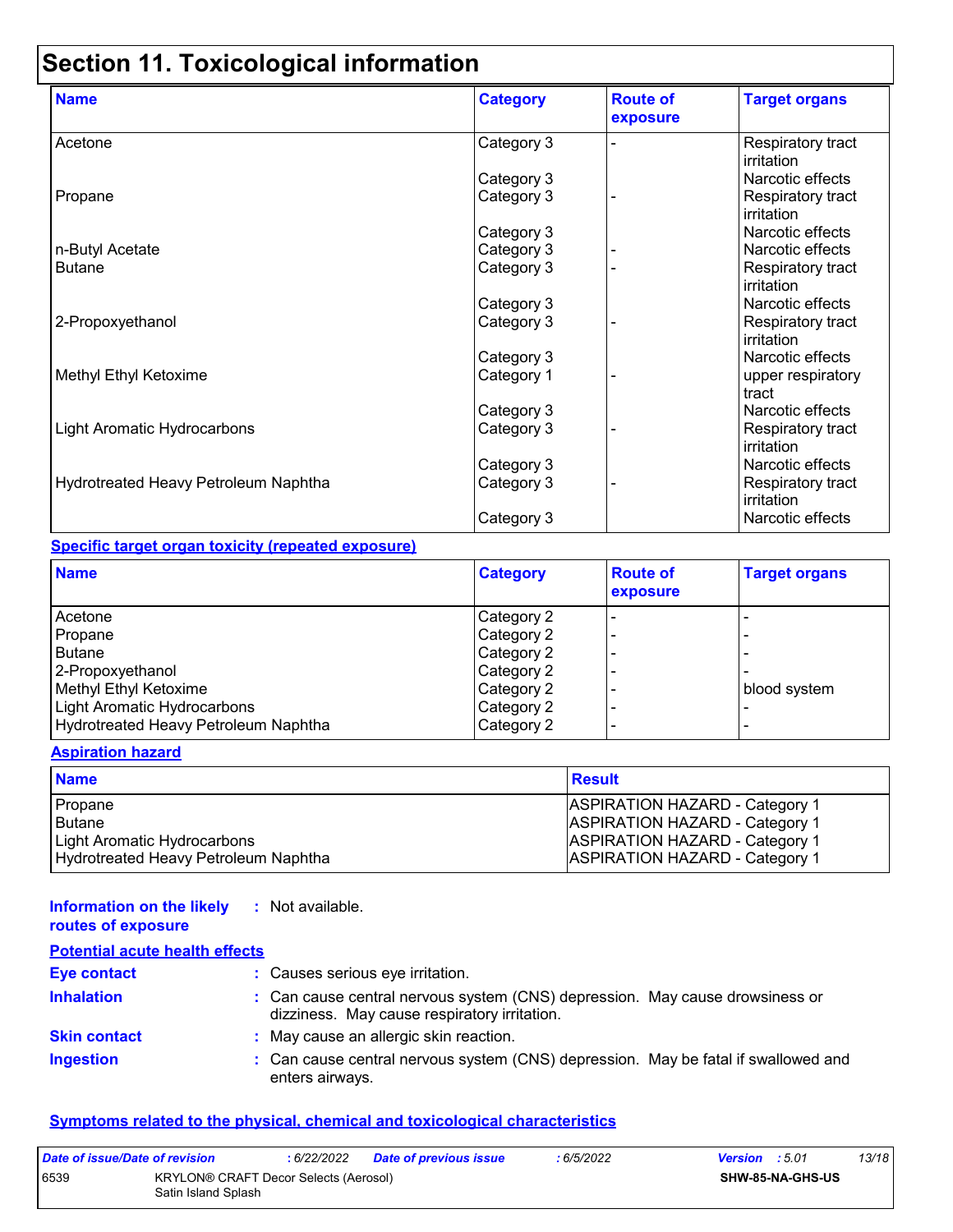# Section 11. Toxicological information

| Name | Category | Route of exposure | Target organs |
| --- | --- | --- | --- |
| Acetone | Category 3 | - | Respiratory tract irritation |
| | Category 3 | | Narcotic effects |
| Propane | Category 3 | - | Respiratory tract irritation |
| | Category 3 | | Narcotic effects |
| n-Butyl Acetate | Category 3 | - | Narcotic effects |
| Butane | Category 3 | - | Respiratory tract irritation |
| | Category 3 | | Narcotic effects |
| 2-Propoxyethanol | Category 3 | - | Respiratory tract irritation |
| | Category 3 | | Narcotic effects |
| Methyl Ethyl Ketoxime | Category 1 | - | upper respiratory tract |
| | Category 3 | | Narcotic effects |
| Light Aromatic Hydrocarbons | Category 3 | - | Respiratory tract irritation |
| | Category 3 | | Narcotic effects |
| Hydrotreated Heavy Petroleum Naphtha | Category 3 | - | Respiratory tract irritation |
| | Category 3 | | Narcotic effects |

**Specific target organ toxicity (repeated exposure)**

| Name | Category | Route of exposure | Target organs |
| --- | --- | --- | --- |
| Acetone | Category 2 | - | - |
| Propane | Category 2 | - | - |
| Butane | Category 2 | - | - |
| 2-Propoxyethanol | Category 2 | - | - |
| Methyl Ethyl Ketoxime | Category 2 | - | blood system |
| Light Aromatic Hydrocarbons | Category 2 | - | - |
| Hydrotreated Heavy Petroleum Naphtha | Category 2 | - | - |

**Aspiration hazard**

| Name | Result |
| --- | --- |
| Propane | ASPIRATION HAZARD - Category 1 |
| Butane | ASPIRATION HAZARD - Category 1 |
| Light Aromatic Hydrocarbons | ASPIRATION HAZARD - Category 1 |
| Hydrotreated Heavy Petroleum Naphtha | ASPIRATION HAZARD - Category 1 |

**Information on the likely routes of exposure** : Not available.

**Potential acute health effects**

**Eye contact** : Causes serious eye irritation.

**Inhalation** : Can cause central nervous system (CNS) depression. May cause drowsiness or dizziness. May cause respiratory irritation.

**Skin contact** : May cause an allergic skin reaction.

**Ingestion** : Can cause central nervous system (CNS) depression. May be fatal if swallowed and enters airways.

**Symptoms related to the physical, chemical and toxicological characteristics**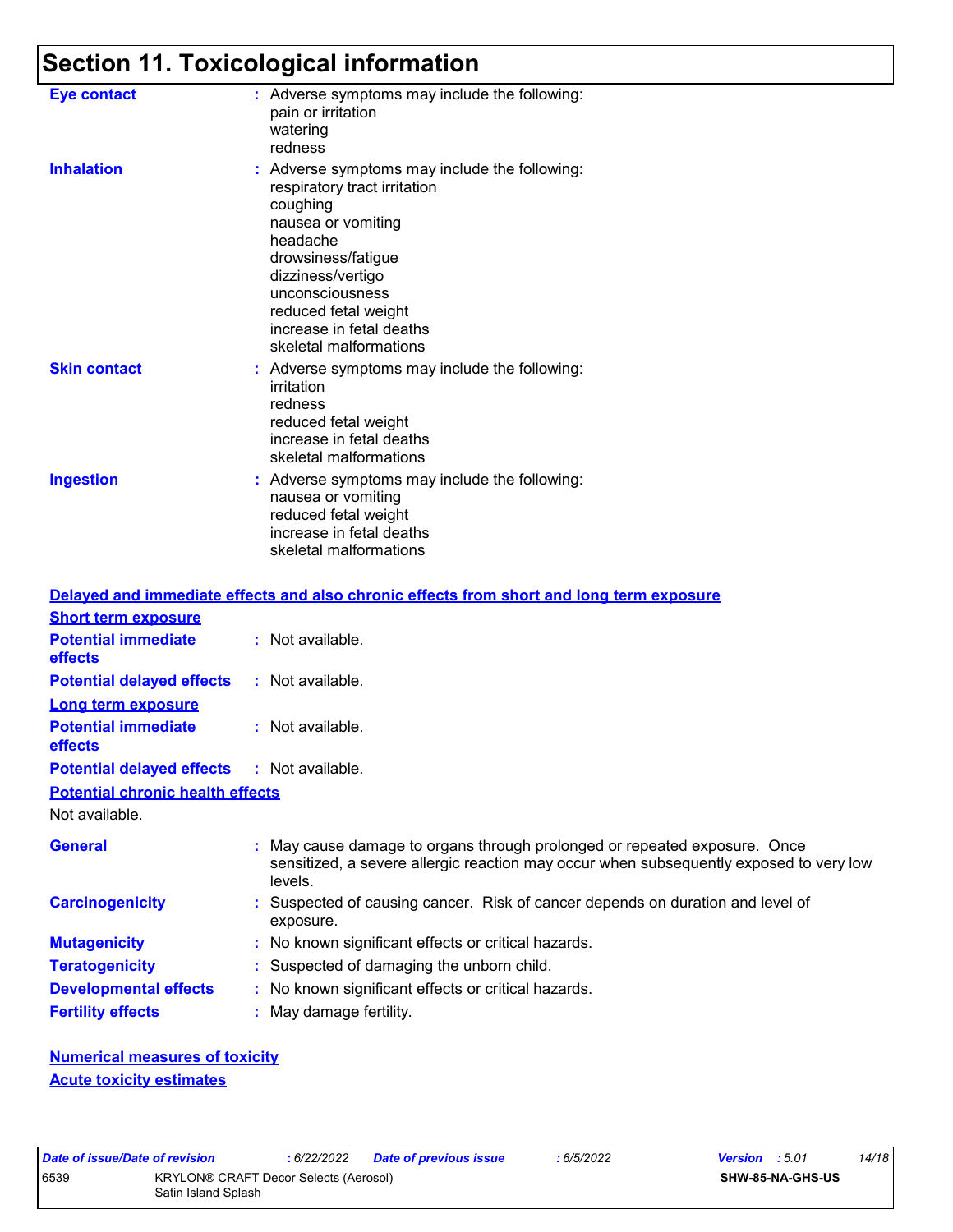# Section 11. Toxicological information

**Eye contact** : Adverse symptoms may include the following:
pain or irritation
watering
redness

**Inhalation** : Adverse symptoms may include the following:
respiratory tract irritation
coughing
nausea or vomiting
headache
drowsiness/fatigue
dizziness/vertigo
unconsciousness
reduced fetal weight
increase in fetal deaths
skeletal malformations

**Skin contact** : Adverse symptoms may include the following:
irritation
redness
reduced fetal weight
increase in fetal deaths
skeletal malformations

**Ingestion** : Adverse symptoms may include the following:
nausea or vomiting
reduced fetal weight
increase in fetal deaths
skeletal malformations

## Delayed and immediate effects and also chronic effects from short and long term exposure

### Short term exposure

**Potential immediate effects** : Not available.

**Potential delayed effects** : Not available.

### Long term exposure

**Potential immediate effects** : Not available.

**Potential delayed effects** : Not available.

### Potential chronic health effects

Not available.

**General** : May cause damage to organs through prolonged or repeated exposure. Once sensitized, a severe allergic reaction may occur when subsequently exposed to very low levels.

**Carcinogenicity** : Suspected of causing cancer. Risk of cancer depends on duration and level of exposure.

**Mutagenicity** : No known significant effects or critical hazards.

**Teratogenicity** : Suspected of damaging the unborn child.

**Developmental effects** : No known significant effects or critical hazards.

**Fertility effects** : May damage fertility.

### Numerical measures of toxicity

### Acute toxicity estimates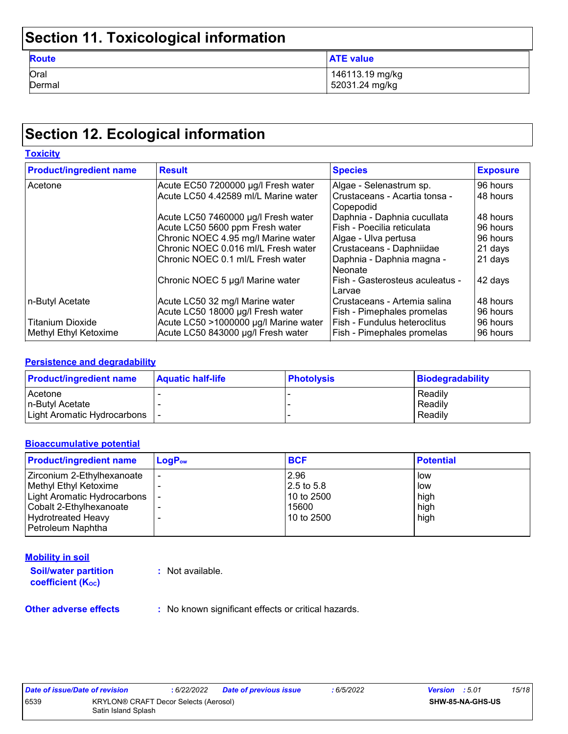## Section 11. Toxicological information

| Route | ATE value |
|---|---|
| Oral | 146113.19 mg/kg |
| Dermal | 52031.24 mg/kg |

## Section 12. Ecological information

### Toxicity

| Product/ingredient name | Result | Species | Exposure |
|---|---|---|---|
| Acetone | Acute EC50 7200000 µg/l Fresh water | Algae - Selenastrum sp. | 96 hours |
| | Acute LC50 4.42589 ml/L Marine water | Crustaceans - Acartia tonsa - Copepodid | 48 hours |
| | Acute LC50 7460000 µg/l Fresh water | Daphnia - Daphnia cucullata | 48 hours |
| | Acute LC50 5600 ppm Fresh water | Fish - Poecilia reticulata | 96 hours |
| | Chronic NOEC 4.95 mg/l Marine water | Algae - Ulva pertusa | 96 hours |
| | Chronic NOEC 0.016 ml/L Fresh water | Crustaceans - Daphniidae | 21 days |
| | Chronic NOEC 0.1 ml/L Fresh water | Daphnia - Daphnia magna - Neonate | 21 days |
| | Chronic NOEC 5 µg/l Marine water | Fish - Gasterosteus aculeatus - Larvae | 42 days |
| n-Butyl Acetate | Acute LC50 32 mg/l Marine water | Crustaceans - Artemia salina | 48 hours |
| | Acute LC50 18000 µg/l Fresh water | Fish - Pimephales promelas | 96 hours |
| Titanium Dioxide | Acute LC50 >1000000 µg/l Marine water | Fish - Fundulus heteroclitus | 96 hours |
| Methyl Ethyl Ketoxime | Acute LC50 843000 µg/l Fresh water | Fish - Pimephales promelas | 96 hours |

### Persistence and degradability

| Product/ingredient name | Aquatic half-life | Photolysis | Biodegradability |
|---|---|---|---|
| Acetone | - | - | Readily |
| n-Butyl Acetate | - | - | Readily |
| Light Aromatic Hydrocarbons | - | - | Readily |

### Bioaccumulative potential

| Product/ingredient name | $LogP_{ow}$ | BCF | Potential |
|---|---|---|---|
| Zirconium 2-Ethylhexanoate | - | 2.96 | low |
| Methyl Ethyl Ketoxime | - | 2.5 to 5.8 | low |
| Light Aromatic Hydrocarbons | - | 10 to 2500 | high |
| Cobalt 2-Ethylhexanoate | - | 15600 | high |
| Hydrotreated Heavy Petroleum Naphtha | - | 10 to 2500 | high |

### Mobility in soil

**Soil/water partition coefficient ($K_{OC}$)** : Not available.

**Other adverse effects** : No known significant effects or critical hazards.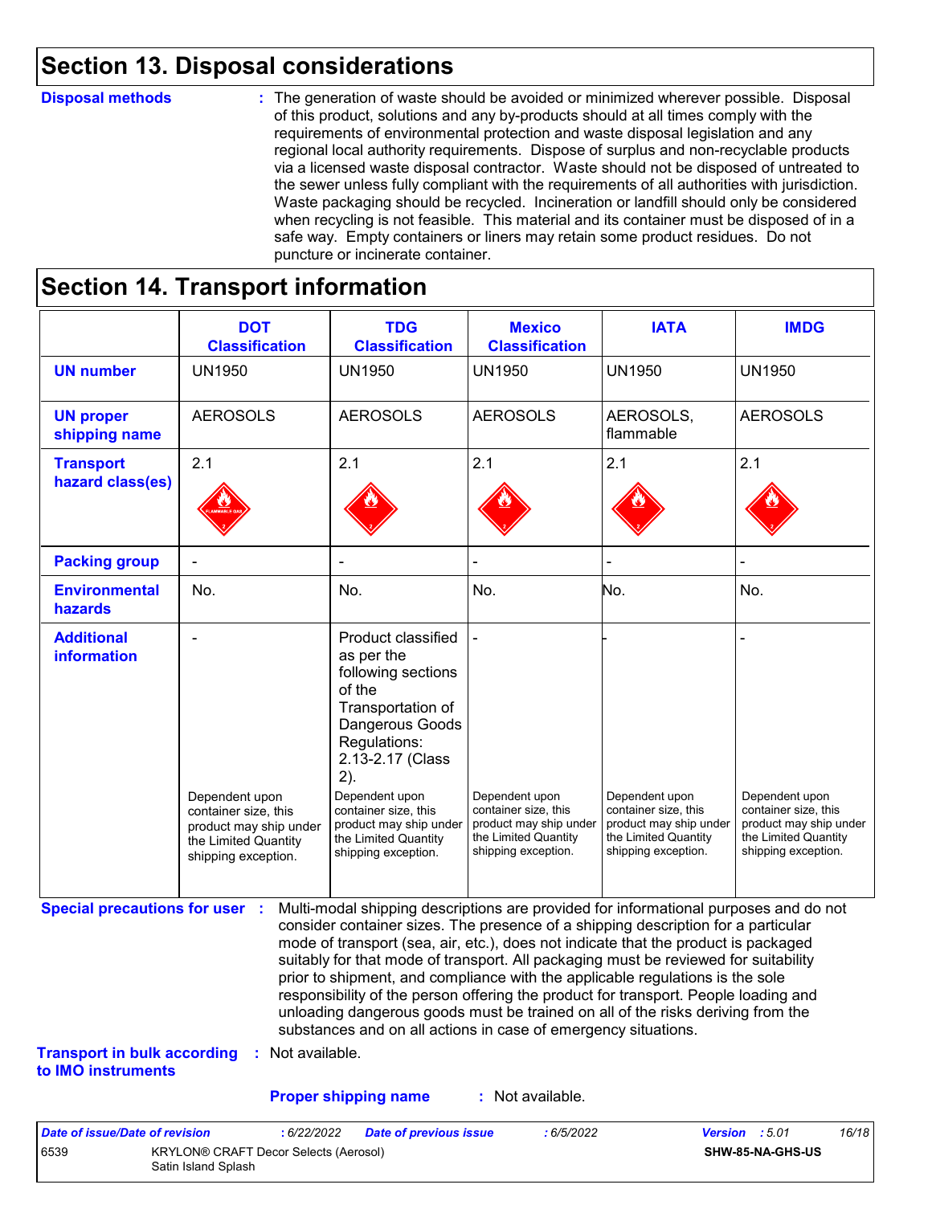# Section 13. Disposal considerations

**Disposal methods** : The generation of waste should be avoided or minimized wherever possible. Disposal of this product, solutions and any by-products should at all times comply with the requirements of environmental protection and waste disposal legislation and any regional local authority requirements. Dispose of surplus and non-recyclable products via a licensed waste disposal contractor. Waste should not be disposed of untreated to the sewer unless fully compliant with the requirements of all authorities with jurisdiction. Waste packaging should be recycled. Incineration or landfill should only be considered when recycling is not feasible. This material and its container must be disposed of in a safe way. Empty containers or liners may retain some product residues. Do not puncture or incinerate container.

# Section 14. Transport information

| | DOT Classification | TDG Classification | Mexico Classification | IATA | IMDG |
|---|---|---|---|---|---|
| **UN number** | UN1950 | UN1950 | UN1950 | UN1950 | UN1950 |
| **UN proper shipping name** | AEROSOLS | AEROSOLS | AEROSOLS | AEROSOLS, flammable | AEROSOLS |
| **Transport hazard class(es)** | 2.1 | 2.1 | 2.1 | 2.1 | 2.1 |
| **Packing group** | - | - | - | - | - |
| **Environmental hazards** | No. | No. | No. | No. | No. |
| **Additional information** | - Dependent upon container size, this product may ship under the Limited Quantity shipping exception. | Product classified as per the following sections of the Transportation of Dangerous Goods Regulations: 2.13-2.17 (Class 2). Dependent upon container size, this product may ship under the Limited Quantity shipping exception. | - Dependent upon container size, this product may ship under the Limited Quantity shipping exception. | - Dependent upon container size, this product may ship under the Limited Quantity shipping exception. | - Dependent upon container size, this product may ship under the Limited Quantity shipping exception. |

**Special precautions for user** : Multi-modal shipping descriptions are provided for informational purposes and do not consider container sizes. The presence of a shipping description for a particular mode of transport (sea, air, etc.), does not indicate that the product is packaged suitably for that mode of transport. All packaging must be reviewed for suitability prior to shipment, and compliance with the applicable regulations is the sole responsibility of the person offering the product for transport. People loading and unloading dangerous goods must be trained on all of the risks deriving from the substances and on all actions in case of emergency situations.

**Transport in bulk according to IMO instruments** : Not available.

**Proper shipping name** : Not available.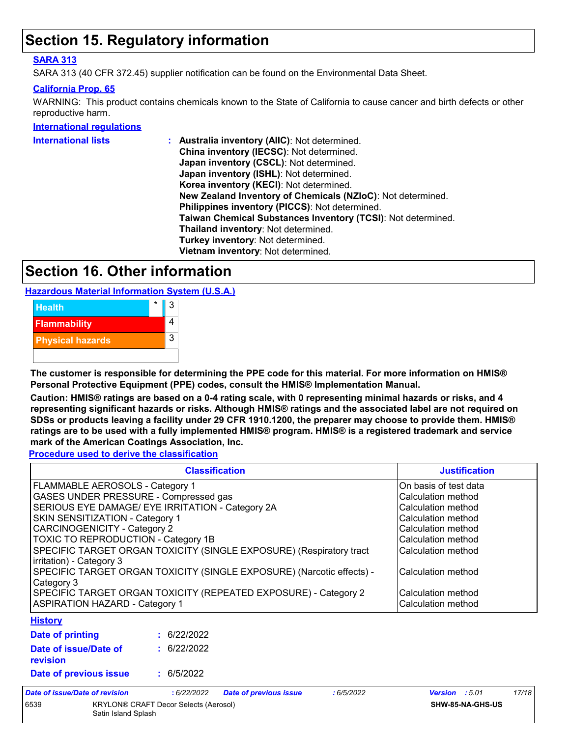## Section 15. Regulatory information

**SARA 313**

SARA 313 (40 CFR 372.45) supplier notification can be found on the Environmental Data Sheet.

**California Prop. 65**

WARNING: This product contains chemicals known to the State of California to cause cancer and birth defects or other reproductive harm.

**International regulations**

**International lists** :
- **Australia inventory (AIIC)**: Not determined.
- **China inventory (IECSC)**: Not determined.
- **Japan inventory (CSCL)**: Not determined.
- **Japan inventory (ISHL)**: Not determined.
- **Korea inventory (KECI)**: Not determined.
- **New Zealand Inventory of Chemicals (NZIoC)**: Not determined.
- **Philippines inventory (PICCS)**: Not determined.
- **Taiwan Chemical Substances Inventory (TCSI)**: Not determined.
- **Thailand inventory**: Not determined.
- **Turkey inventory**: Not determined.
- **Vietnam inventory**: Not determined.

## Section 16. Other information

**Hazardous Material Information System (U.S.A.)**

| | | |
|---|---|---|
| Health | * | 3 |
| Flammability | | 4 |
| Physical hazards | | 3 |
| | | |

**The customer is responsible for determining the PPE code for this material. For more information on HMIS® Personal Protective Equipment (PPE) codes, consult the HMIS® Implementation Manual.**

**Caution: HMIS® ratings are based on a 0-4 rating scale, with 0 representing minimal hazards or risks, and 4 representing significant hazards or risks. Although HMIS® ratings and the associated label are not required on SDSs or products leaving a facility under 29 CFR 1910.1200, the preparer may choose to provide them. HMIS® ratings are to be used with a fully implemented HMIS® program. HMIS® is a registered trademark and service mark of the American Coatings Association, Inc.**

**Procedure used to derive the classification**

| Classification | Justification |
|---|---|
| FLAMMABLE AEROSOLS - Category 1 | On basis of test data |
| GASES UNDER PRESSURE - Compressed gas | Calculation method |
| SERIOUS EYE DAMAGE/ EYE IRRITATION - Category 2A | Calculation method |
| SKIN SENSITIZATION - Category 1 | Calculation method |
| CARCINOGENICITY - Category 2 | Calculation method |
| TOXIC TO REPRODUCTION - Category 1B | Calculation method |
| SPECIFIC TARGET ORGAN TOXICITY (SINGLE EXPOSURE) (Respiratory tract irritation) - Category 3 | Calculation method |
| SPECIFIC TARGET ORGAN TOXICITY (SINGLE EXPOSURE) (Narcotic effects) - Category 3 | Calculation method |
| SPECIFIC TARGET ORGAN TOXICITY (REPEATED EXPOSURE) - Category 2 | Calculation method |
| ASPIRATION HAZARD - Category 1 | Calculation method |

**History**

**Date of printing** : 6/22/2022

**Date of issue/Date of revision** : 6/22/2022

**Date of previous issue** : 6/5/2022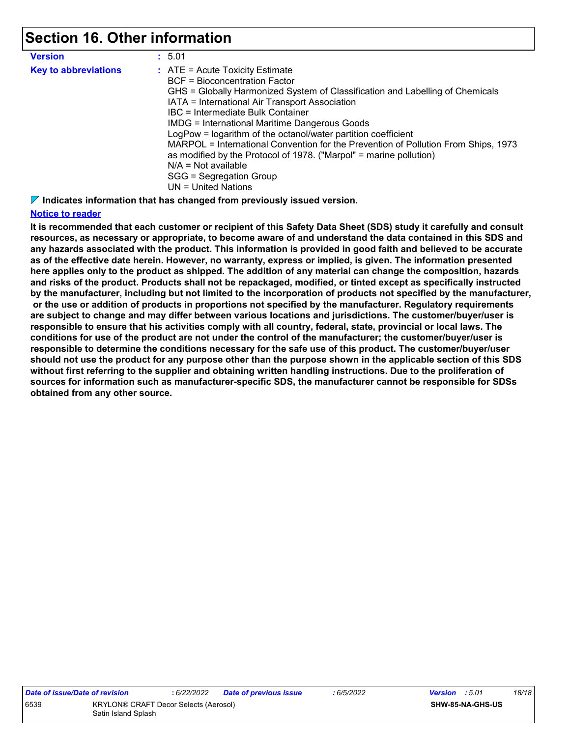## Section 16. Other information

| | | |
|---|---|---|
| **Version** | : | 5.01 |
| **Key to abbreviations** | : | ATE = Acute Toxicity Estimate<br>BCF = Bioconcentration Factor<br>GHS = Globally Harmonized System of Classification and Labelling of Chemicals<br>IATA = International Air Transport Association<br>IBC = Intermediate Bulk Container<br>IMDG = International Maritime Dangerous Goods<br>LogPow = logarithm of the octanol/water partition coefficient<br>MARPOL = International Convention for the Prevention of Pollution From Ships, 1973 as modified by the Protocol of 1978. ("Marpol" = marine pollution)<br>N/A = Not available<br>SGG = Segregation Group<br>UN = United Nations |

**Indicates information that has changed from previously issued version.**

**Notice to reader**

**It is recommended that each customer or recipient of this Safety Data Sheet (SDS) study it carefully and consult resources, as necessary or appropriate, to become aware of and understand the data contained in this SDS and any hazards associated with the product. This information is provided in good faith and believed to be accurate as of the effective date herein. However, no warranty, express or implied, is given. The information presented here applies only to the product as shipped. The addition of any material can change the composition, hazards and risks of the product. Products shall not be repackaged, modified, or tinted except as specifically instructed by the manufacturer, including but not limited to the incorporation of products not specified by the manufacturer, or the use or addition of products in proportions not specified by the manufacturer. Regulatory requirements are subject to change and may differ between various locations and jurisdictions. The customer/buyer/user is responsible to ensure that his activities comply with all country, federal, state, provincial or local laws. The conditions for use of the product are not under the control of the manufacturer; the customer/buyer/user is responsible to determine the conditions necessary for the safe use of this product. The customer/buyer/user should not use the product for any purpose other than the purpose shown in the applicable section of this SDS without first referring to the supplier and obtaining written handling instructions. Due to the proliferation of sources for information such as manufacturer-specific SDS, the manufacturer cannot be responsible for SDSs obtained from any other source.**